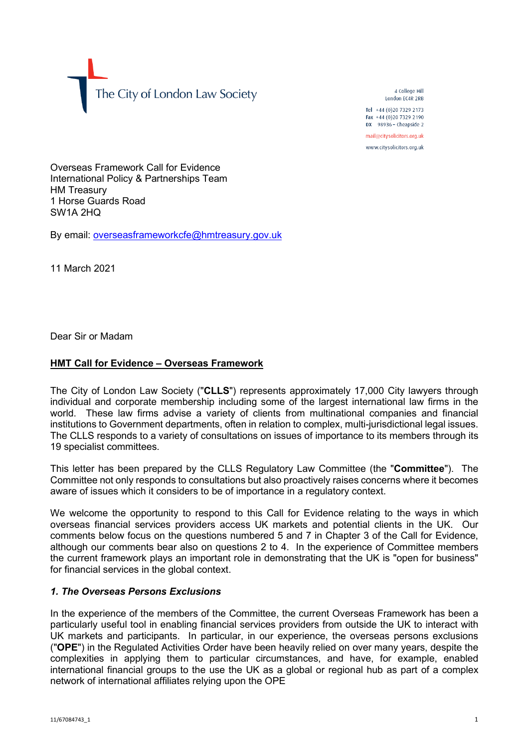The City of London Law Society

4 College Hill
London EC4R 2RB

Tel +44 (0)20 7329 2173
Fax +44 (0)20 7329 2190
DX 98936 – Cheapside 2

mail@citysolicitors.org.uk

www.citysolicitors.org.uk

Overseas Framework Call for Evidence
International Policy & Partnerships Team
HM Treasury
1 Horse Guards Road
SW1A 2HQ

By email: overseasframeworkcfe@hmtreasury.gov.uk

11 March 2021

Dear Sir or Madam

**HMT Call for Evidence – Overseas Framework**

The City of London Law Society ("**CLLS**") represents approximately 17,000 City lawyers through individual and corporate membership including some of the largest international law firms in the world. These law firms advise a variety of clients from multinational companies and financial institutions to Government departments, often in relation to complex, multi-jurisdictional legal issues. The CLLS responds to a variety of consultations on issues of importance to its members through its 19 specialist committees.

This letter has been prepared by the CLLS Regulatory Law Committee (the "**Committee**"). The Committee not only responds to consultations but also proactively raises concerns where it becomes aware of issues which it considers to be of importance in a regulatory context.

We welcome the opportunity to respond to this Call for Evidence relating to the ways in which overseas financial services providers access UK markets and potential clients in the UK. Our comments below focus on the questions numbered 5 and 7 in Chapter 3 of the Call for Evidence, although our comments bear also on questions 2 to 4. In the experience of Committee members the current framework plays an important role in demonstrating that the UK is "open for business" for financial services in the global context.

***1. The Overseas Persons Exclusions***

In the experience of the members of the Committee, the current Overseas Framework has been a particularly useful tool in enabling financial services providers from outside the UK to interact with UK markets and participants. In particular, in our experience, the overseas persons exclusions ("**OPE**") in the Regulated Activities Order have been heavily relied on over many years, despite the complexities in applying them to particular circumstances, and have, for example, enabled international financial groups to the use the UK as a global or regional hub as part of a complex network of international affiliates relying upon the OPE

11/67084743_1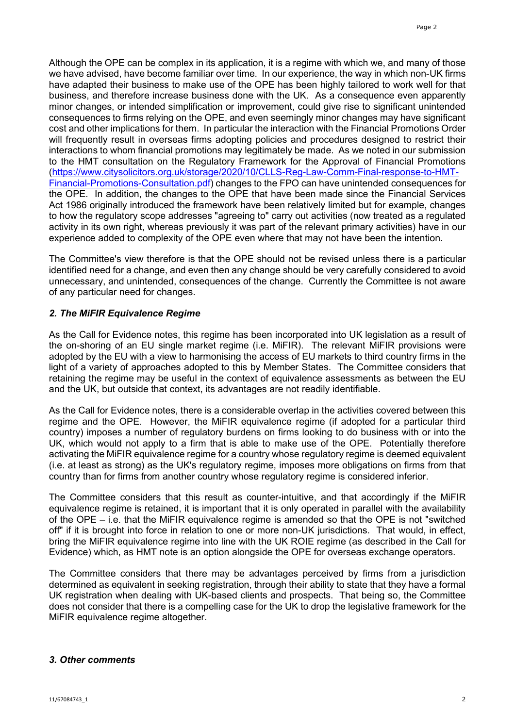Although the OPE can be complex in its application, it is a regime with which we, and many of those we have advised, have become familiar over time. In our experience, the way in which non-UK firms have adapted their business to make use of the OPE has been highly tailored to work well for that business, and therefore increase business done with the UK. As a consequence even apparently minor changes, or intended simplification or improvement, could give rise to significant unintended consequences to firms relying on the OPE, and even seemingly minor changes may have significant cost and other implications for them. In particular the interaction with the Financial Promotions Order will frequently result in overseas firms adopting policies and procedures designed to restrict their interactions to whom financial promotions may legitimately be made. As we noted in our submission to the HMT consultation on the Regulatory Framework for the Approval of Financial Promotions (https://www.citysolicitors.org.uk/storage/2020/10/CLLS-Reg-Law-Comm-Final-response-to-HMT-Financial-Promotions-Consultation.pdf) changes to the FPO can have unintended consequences for the OPE. In addition, the changes to the OPE that have been made since the Financial Services Act 1986 originally introduced the framework have been relatively limited but for example, changes to how the regulatory scope addresses "agreeing to" carry out activities (now treated as a regulated activity in its own right, whereas previously it was part of the relevant primary activities) have in our experience added to complexity of the OPE even where that may not have been the intention.

The Committee's view therefore is that the OPE should not be revised unless there is a particular identified need for a change, and even then any change should be very carefully considered to avoid unnecessary, and unintended, consequences of the change. Currently the Committee is not aware of any particular need for changes.

### *2. The MiFIR Equivalence Regime*

As the Call for Evidence notes, this regime has been incorporated into UK legislation as a result of the on-shoring of an EU single market regime (i.e. MiFIR). The relevant MiFIR provisions were adopted by the EU with a view to harmonising the access of EU markets to third country firms in the light of a variety of approaches adopted to this by Member States. The Committee considers that retaining the regime may be useful in the context of equivalence assessments as between the EU and the UK, but outside that context, its advantages are not readily identifiable.

As the Call for Evidence notes, there is a considerable overlap in the activities covered between this regime and the OPE. However, the MiFIR equivalence regime (if adopted for a particular third country) imposes a number of regulatory burdens on firms looking to do business with or into the UK, which would not apply to a firm that is able to make use of the OPE. Potentially therefore activating the MiFIR equivalence regime for a country whose regulatory regime is deemed equivalent (i.e. at least as strong) as the UK's regulatory regime, imposes more obligations on firms from that country than for firms from another country whose regulatory regime is considered inferior.

The Committee considers that this result as counter-intuitive, and that accordingly if the MiFIR equivalence regime is retained, it is important that it is only operated in parallel with the availability of the OPE – i.e. that the MiFIR equivalence regime is amended so that the OPE is not "switched off" if it is brought into force in relation to one or more non-UK jurisdictions. That would, in effect, bring the MiFIR equivalence regime into line with the UK ROIE regime (as described in the Call for Evidence) which, as HMT note is an option alongside the OPE for overseas exchange operators.

The Committee considers that there may be advantages perceived by firms from a jurisdiction determined as equivalent in seeking registration, through their ability to state that they have a formal UK registration when dealing with UK-based clients and prospects. That being so, the Committee does not consider that there is a compelling case for the UK to drop the legislative framework for the MiFIR equivalence regime altogether.

### *3. Other comments*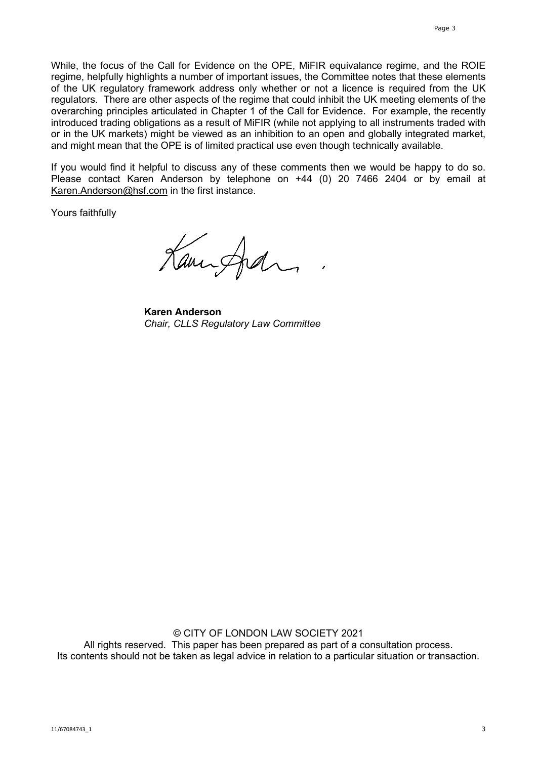While, the focus of the Call for Evidence on the OPE, MiFIR equivalance regime, and the ROIE regime, helpfully highlights a number of important issues, the Committee notes that these elements of the UK regulatory framework address only whether or not a licence is required from the UK regulators. There are other aspects of the regime that could inhibit the UK meeting elements of the overarching principles articulated in Chapter 1 of the Call for Evidence. For example, the recently introduced trading obligations as a result of MiFIR (while not applying to all instruments traded with or in the UK markets) might be viewed as an inhibition to an open and globally integrated market, and might mean that the OPE is of limited practical use even though technically available.

If you would find it helpful to discuss any of these comments then we would be happy to do so. Please contact Karen Anderson by telephone on +44 (0) 20 7466 2404 or by email at Karen.Anderson@hsf.com in the first instance.

Yours faithfully

**Karen Anderson**
*Chair, CLLS Regulatory Law Committee*

© CITY OF LONDON LAW SOCIETY 2021
All rights reserved. This paper has been prepared as part of a consultation process.
Its contents should not be taken as legal advice in relation to a particular situation or transaction.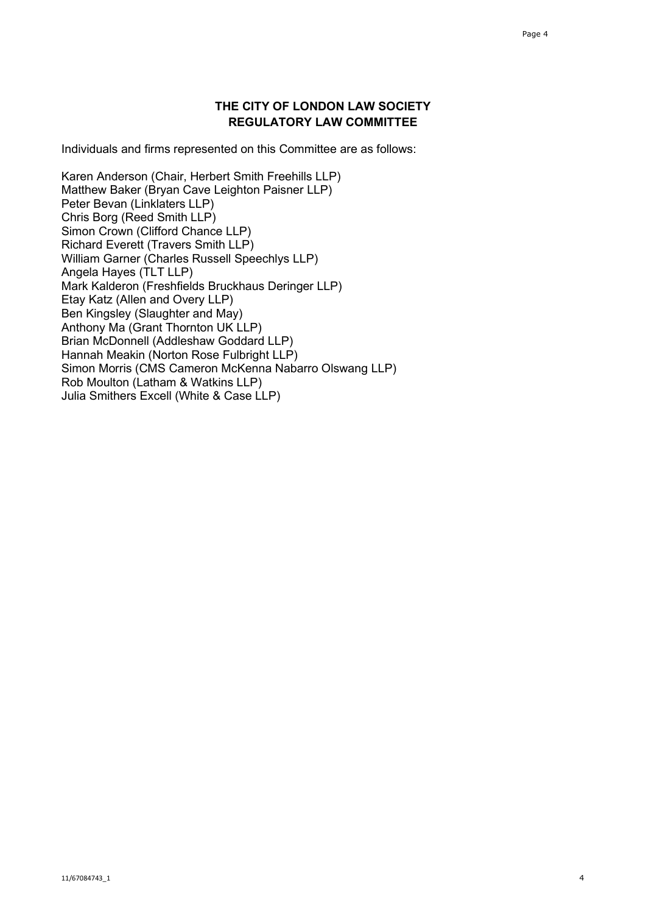**THE CITY OF LONDON LAW SOCIETY**
**REGULATORY LAW COMMITTEE**

Individuals and firms represented on this Committee are as follows:

Karen Anderson (Chair, Herbert Smith Freehills LLP)
Matthew Baker (Bryan Cave Leighton Paisner LLP)
Peter Bevan (Linklaters LLP)
Chris Borg (Reed Smith LLP)
Simon Crown (Clifford Chance LLP)
Richard Everett (Travers Smith LLP)
William Garner (Charles Russell Speechlys LLP)
Angela Hayes (TLT LLP)
Mark Kalderon (Freshfields Bruckhaus Deringer LLP)
Etay Katz (Allen and Overy LLP)
Ben Kingsley (Slaughter and May)
Anthony Ma (Grant Thornton UK LLP)
Brian McDonnell (Addleshaw Goddard LLP)
Hannah Meakin (Norton Rose Fulbright LLP)
Simon Morris (CMS Cameron McKenna Nabarro Olswang LLP)
Rob Moulton (Latham & Watkins LLP)
Julia Smithers Excell (White & Case LLP)